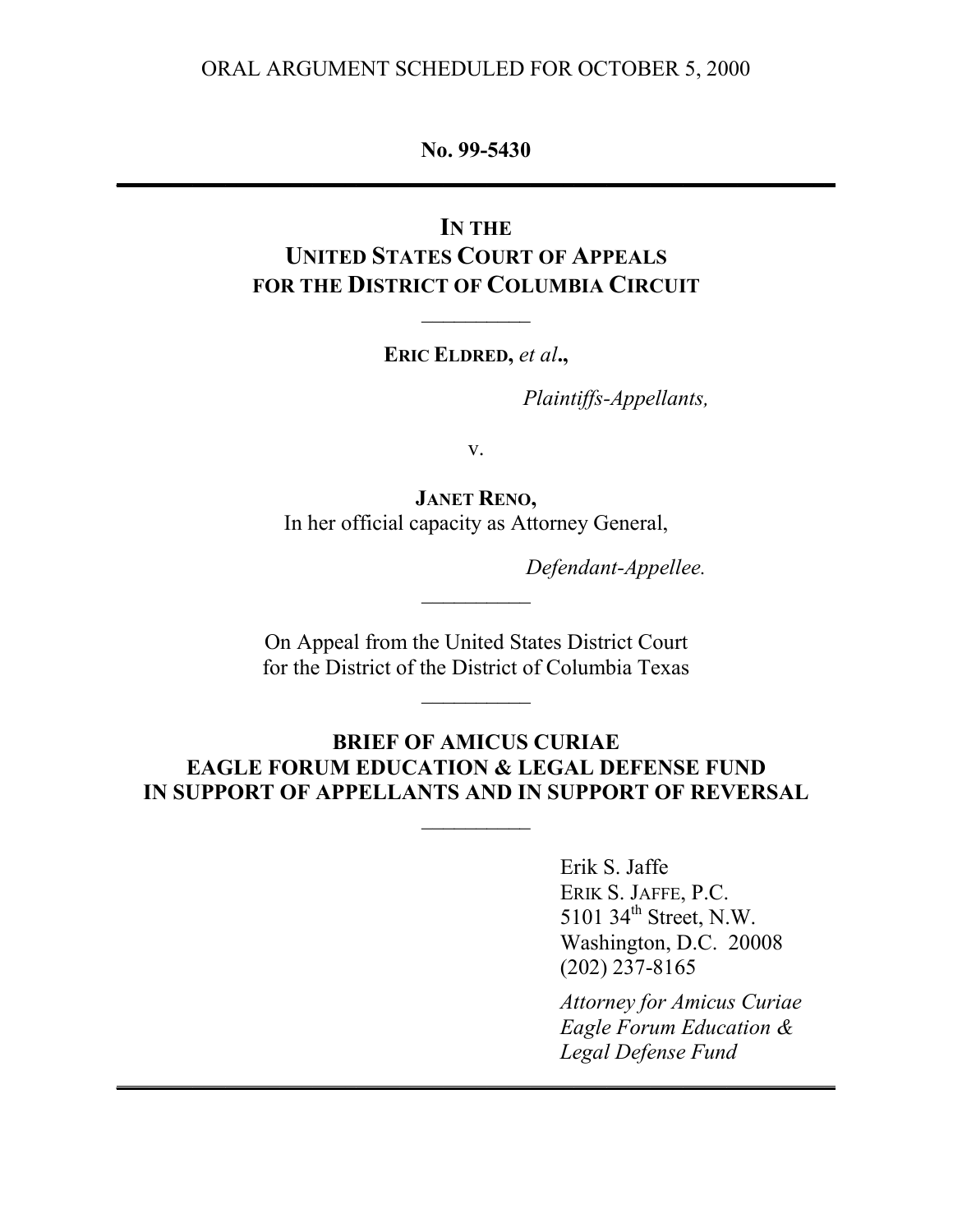ORAL ARGUMENT SCHEDULED FOR OCTOBER 5, 2000

**No. 99-5430**

---

**IN THE**
**UNITED STATES COURT OF APPEALS**
**FOR THE DISTRICT OF COLUMBIA CIRCUIT**

__________

**ERIC ELDRED,** ***et al*****,**

*Plaintiffs-Appellants,*

v.

**JANET RENO,**
In her official capacity as Attorney General,

*Defendant-Appellee.*

__________

On Appeal from the United States District Court
for the District of the District of Columbia Texas

__________

**BRIEF OF AMICUS CURIAE**
**EAGLE FORUM EDUCATION & LEGAL DEFENSE FUND**
**IN SUPPORT OF APPELLANTS AND IN SUPPORT OF REVERSAL**

__________

Erik S. Jaffe
ERIK S. JAFFE, P.C.
5101 34th Street, N.W.
Washington, D.C. 20008
(202) 237-8165

*Attorney for Amicus Curiae*
*Eagle Forum Education &*
*Legal Defense Fund*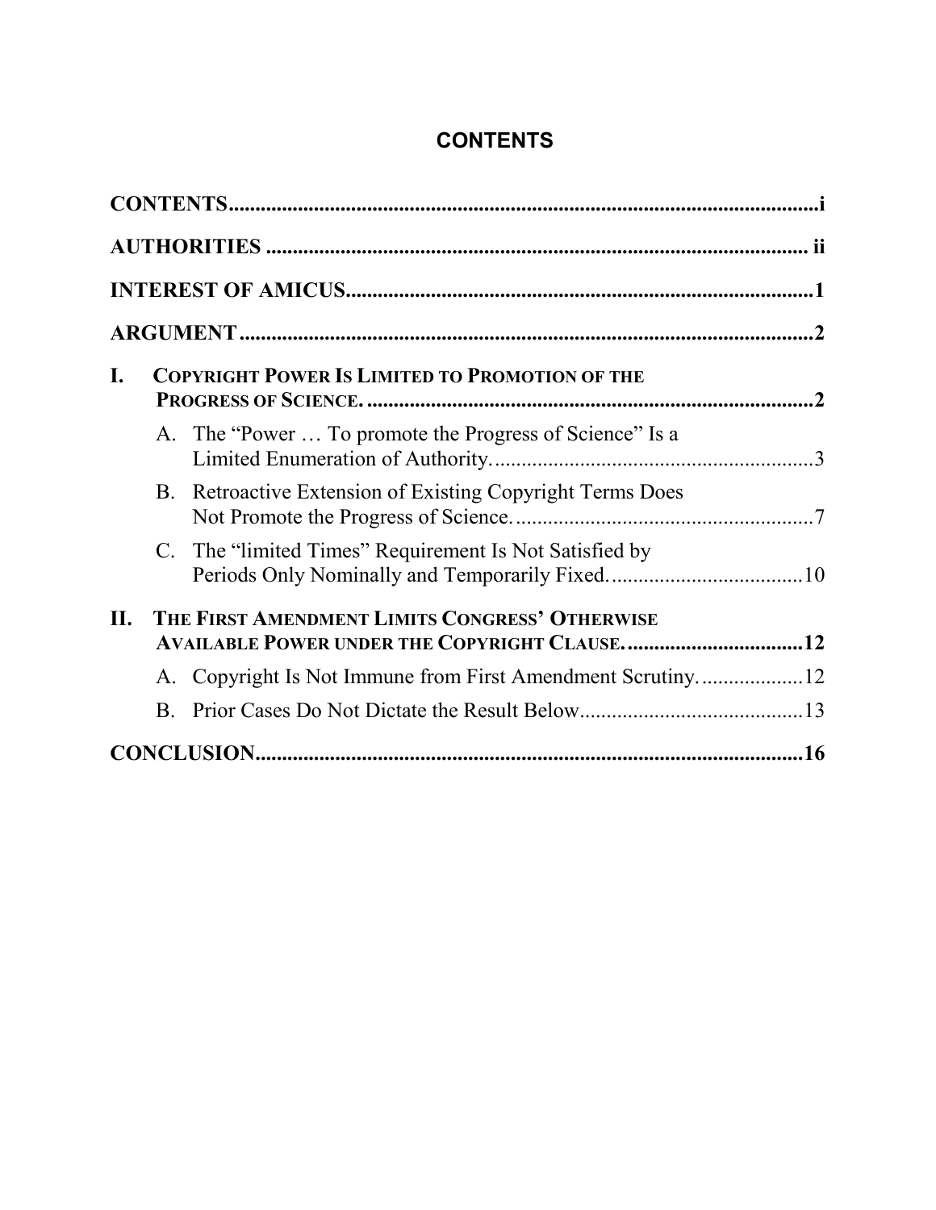# CONTENTS

**CONTENTS** ............................................................................................................. i

**AUTHORITIES** ......................................................................................................... ii

**INTEREST OF AMICUS** ........................................................................................... 1

**ARGUMENT** .............................................................................................................. 2

**I. COPYRIGHT POWER IS LIMITED TO PROMOTION OF THE PROGRESS OF SCIENCE.** ............................................................................ 2

- A. The "Power … To promote the Progress of Science" Is a Limited Enumeration of Authority. ............................................................ 3
- B. Retroactive Extension of Existing Copyright Terms Does Not Promote the Progress of Science. ........................................................ 7
- C. The "limited Times" Requirement Is Not Satisfied by Periods Only Nominally and Temporarily Fixed. .................................... 10

**II. THE FIRST AMENDMENT LIMITS CONGRESS' OTHERWISE AVAILABLE POWER UNDER THE COPYRIGHT CLAUSE.** ................................ 12

- A. Copyright Is Not Immune from First Amendment Scrutiny. .................. 12
- B. Prior Cases Do Not Dictate the Result Below .......................................... 13

**CONCLUSION** ......................................................................................................... 16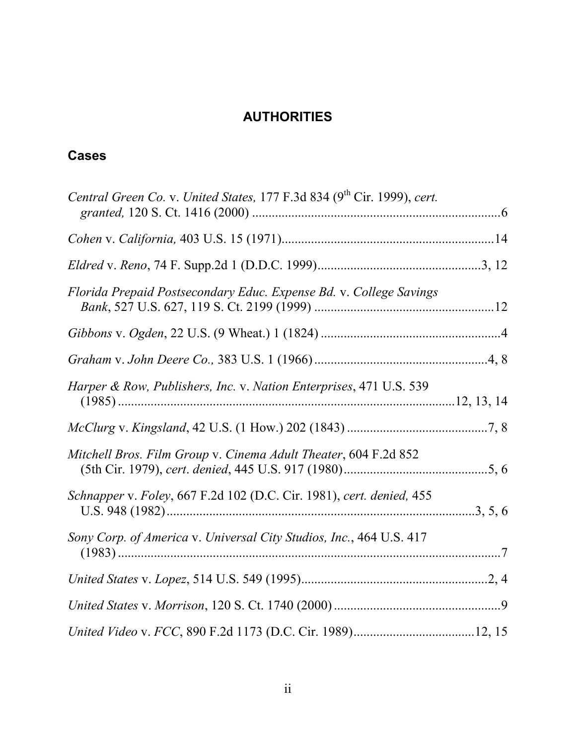# AUTHORITIES

## Cases

*Central Green Co.* v. *United States,* 177 F.3d 834 (9th Cir. 1999), *cert. granted,* 120 S. Ct. 1416 (2000) ............................................................................6

*Cohen* v. *California,* 403 U.S. 15 (1971).................................................................14

*Eldred* v. *Reno*, 74 F. Supp.2d 1 (D.D.C. 1999)..................................................3, 12

*Florida Prepaid Postsecondary Educ. Expense Bd.* v. *College Savings Bank*, 527 U.S. 627, 119 S. Ct. 2199 (1999) .......................................................12

*Gibbons* v. *Ogden*, 22 U.S. (9 Wheat.) 1 (1824) .......................................................4

*Graham* v. *John Deere Co.,* 383 U.S. 1 (1966).....................................................4, 8

*Harper & Row, Publishers, Inc.* v. *Nation Enterprises*, 471 U.S. 539 (1985)...........................................................................................12, 13, 14

*McClurg* v. *Kingsland*, 42 U.S. (1 How.) 202 (1843) ...........................................7, 8

*Mitchell Bros. Film Group* v. *Cinema Adult Theater*, 604 F.2d 852 (5th Cir. 1979), *cert. denied*, 445 U.S. 917 (1980)............................................5, 6

*Schnapper* v. *Foley*, 667 F.2d 102 (D.C. Cir. 1981), *cert. denied,* 455 U.S. 948 (1982)..............................................................................................3, 5, 6

*Sony Corp. of America* v. *Universal City Studios, Inc.*, 464 U.S. 417 (1983) .......................................................................................................................7

*United States* v. *Lopez*, 514 U.S. 549 (1995).........................................................2, 4

*United States* v. *Morrison*, 120 S. Ct. 1740 (2000) ...................................................9

*United Video* v. *FCC*, 890 F.2d 1173 (D.C. Cir. 1989).....................................12, 15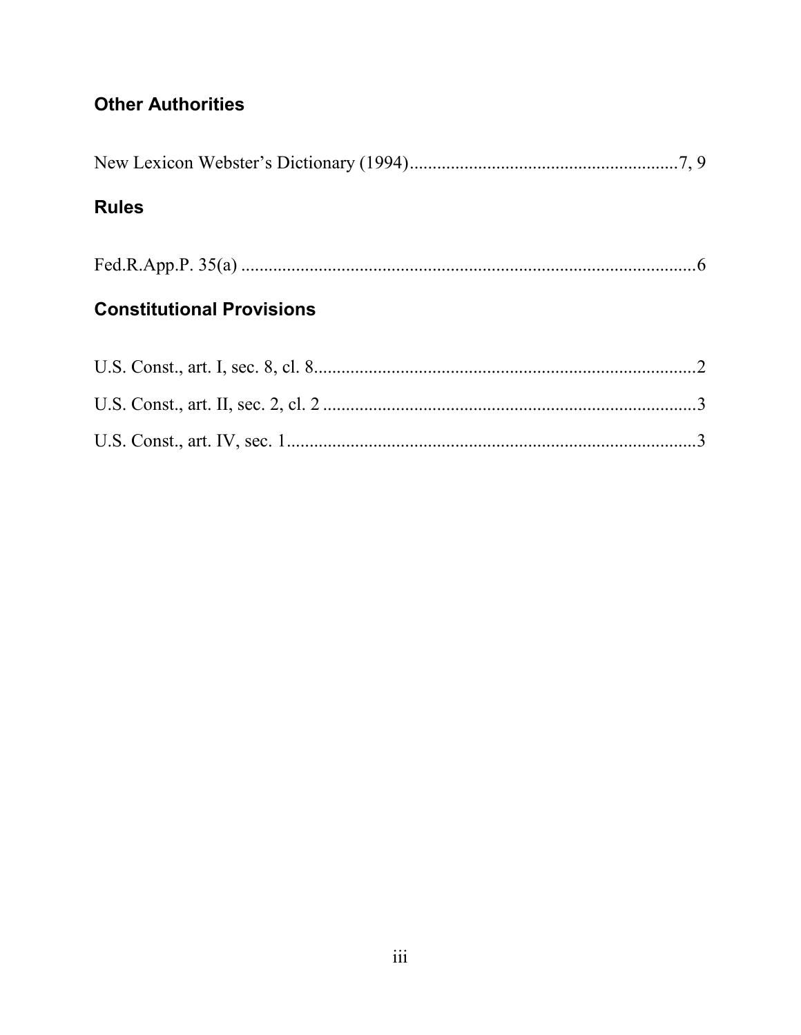## Other Authorities

New Lexicon Webster's Dictionary (1994)............................................................7, 9

## Rules

Fed.R.App.P. 35(a) ....................................................................................................6

## Constitutional Provisions

U.S. Const., art. I, sec. 8, cl. 8....................................................................................2

U.S. Const., art. II, sec. 2, cl. 2 ...................................................................................3

U.S. Const., art. IV, sec. 1...........................................................................................3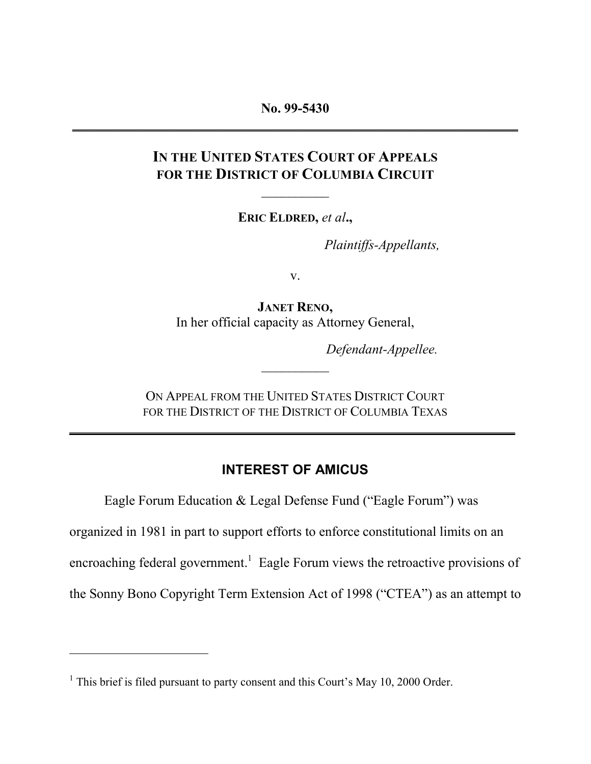**No. 99-5430**

---

**IN THE UNITED STATES COURT OF APPEALS**
**FOR THE DISTRICT OF COLUMBIA CIRCUIT**

__________

**ERIC ELDRED,** ***et al*****.,**

*Plaintiffs-Appellants,*

v.

**JANET RENO,**
In her official capacity as Attorney General,

*Defendant-Appellee.*

__________

ON APPEAL FROM THE UNITED STATES DISTRICT COURT
FOR THE DISTRICT OF THE DISTRICT OF COLUMBIA TEXAS

---

## INTEREST OF AMICUS

Eagle Forum Education & Legal Defense Fund ("Eagle Forum") was organized in 1981 in part to support efforts to enforce constitutional limits on an encroaching federal government.[1] Eagle Forum views the retroactive provisions of the Sonny Bono Copyright Term Extension Act of 1998 ("CTEA") as an attempt to

---

[1] This brief is filed pursuant to party consent and this Court's May 10, 2000 Order.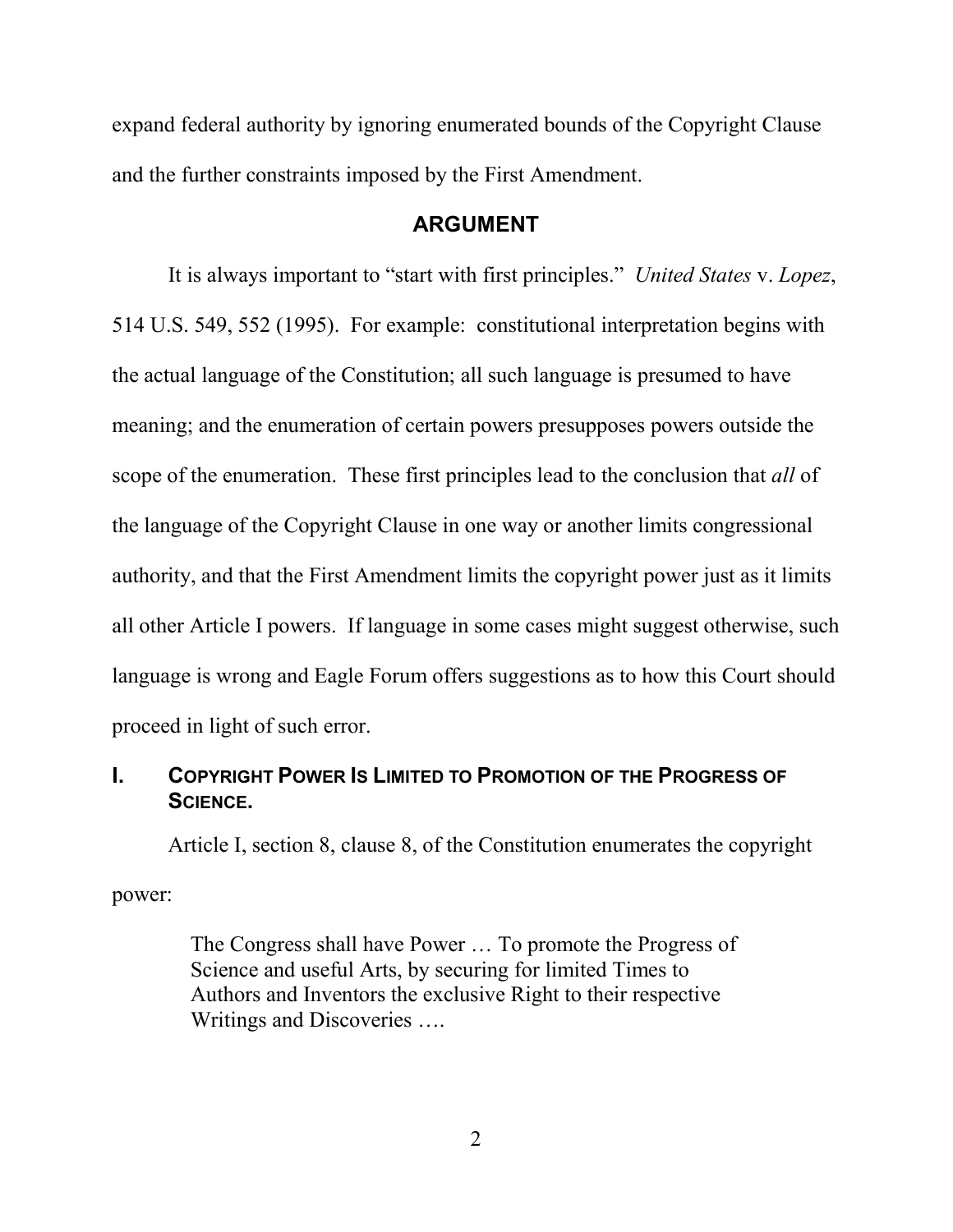expand federal authority by ignoring enumerated bounds of the Copyright Clause and the further constraints imposed by the First Amendment.

## ARGUMENT

It is always important to "start with first principles." *United States* v. *Lopez*, 514 U.S. 549, 552 (1995). For example: constitutional interpretation begins with the actual language of the Constitution; all such language is presumed to have meaning; and the enumeration of certain powers presupposes powers outside the scope of the enumeration. These first principles lead to the conclusion that *all* of the language of the Copyright Clause in one way or another limits congressional authority, and that the First Amendment limits the copyright power just as it limits all other Article I powers. If language in some cases might suggest otherwise, such language is wrong and Eagle Forum offers suggestions as to how this Court should proceed in light of such error.

### I. COPYRIGHT POWER IS LIMITED TO PROMOTION OF THE PROGRESS OF SCIENCE.

Article I, section 8, clause 8, of the Constitution enumerates the copyright power:

> The Congress shall have Power … To promote the Progress of Science and useful Arts, by securing for limited Times to Authors and Inventors the exclusive Right to their respective Writings and Discoveries ….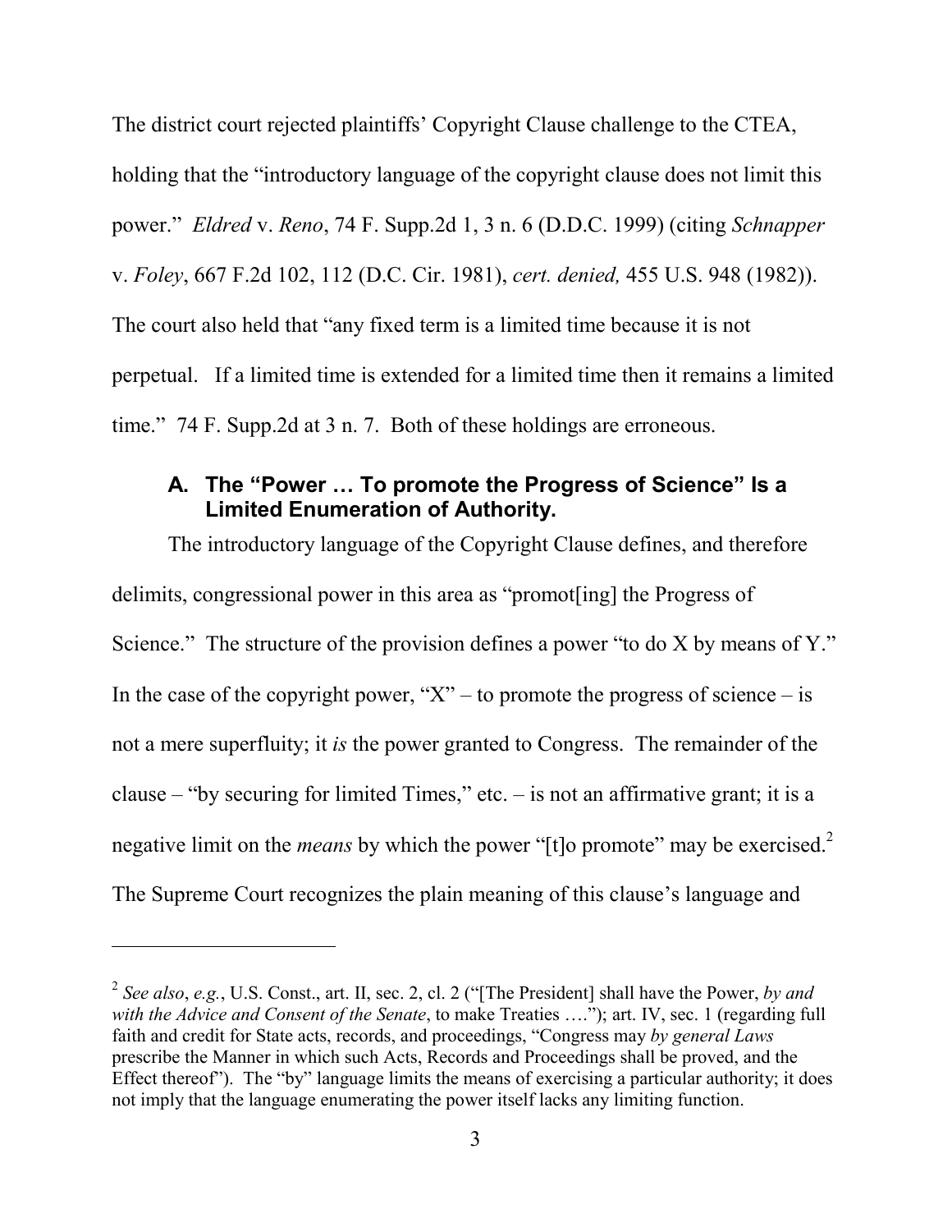The district court rejected plaintiffs' Copyright Clause challenge to the CTEA, holding that the "introductory language of the copyright clause does not limit this power." *Eldred* v. *Reno*, 74 F. Supp.2d 1, 3 n. 6 (D.D.C. 1999) (citing *Schnapper* v. *Foley*, 667 F.2d 102, 112 (D.C. Cir. 1981), *cert. denied,* 455 U.S. 948 (1982)). The court also held that "any fixed term is a limited time because it is not perpetual. If a limited time is extended for a limited time then it remains a limited time." 74 F. Supp.2d at 3 n. 7. Both of these holdings are erroneous.

### A. The "Power … To promote the Progress of Science" Is a Limited Enumeration of Authority.

The introductory language of the Copyright Clause defines, and therefore delimits, congressional power in this area as "promot[ing] the Progress of Science." The structure of the provision defines a power "to do X by means of Y." In the case of the copyright power, "X" – to promote the progress of science – is not a mere superfluity; it *is* the power granted to Congress. The remainder of the clause – "by securing for limited Times," etc. – is not an affirmative grant; it is a negative limit on the *means* by which the power "[t]o promote" may be exercised.[2] The Supreme Court recognizes the plain meaning of this clause's language and

[2] *See also*, *e.g.*, U.S. Const., art. II, sec. 2, cl. 2 ("[The President] shall have the Power, *by and with the Advice and Consent of the Senate*, to make Treaties …."); art. IV, sec. 1 (regarding full faith and credit for State acts, records, and proceedings, "Congress may *by general Laws* prescribe the Manner in which such Acts, Records and Proceedings shall be proved, and the Effect thereof"). The "by" language limits the means of exercising a particular authority; it does not imply that the language enumerating the power itself lacks any limiting function.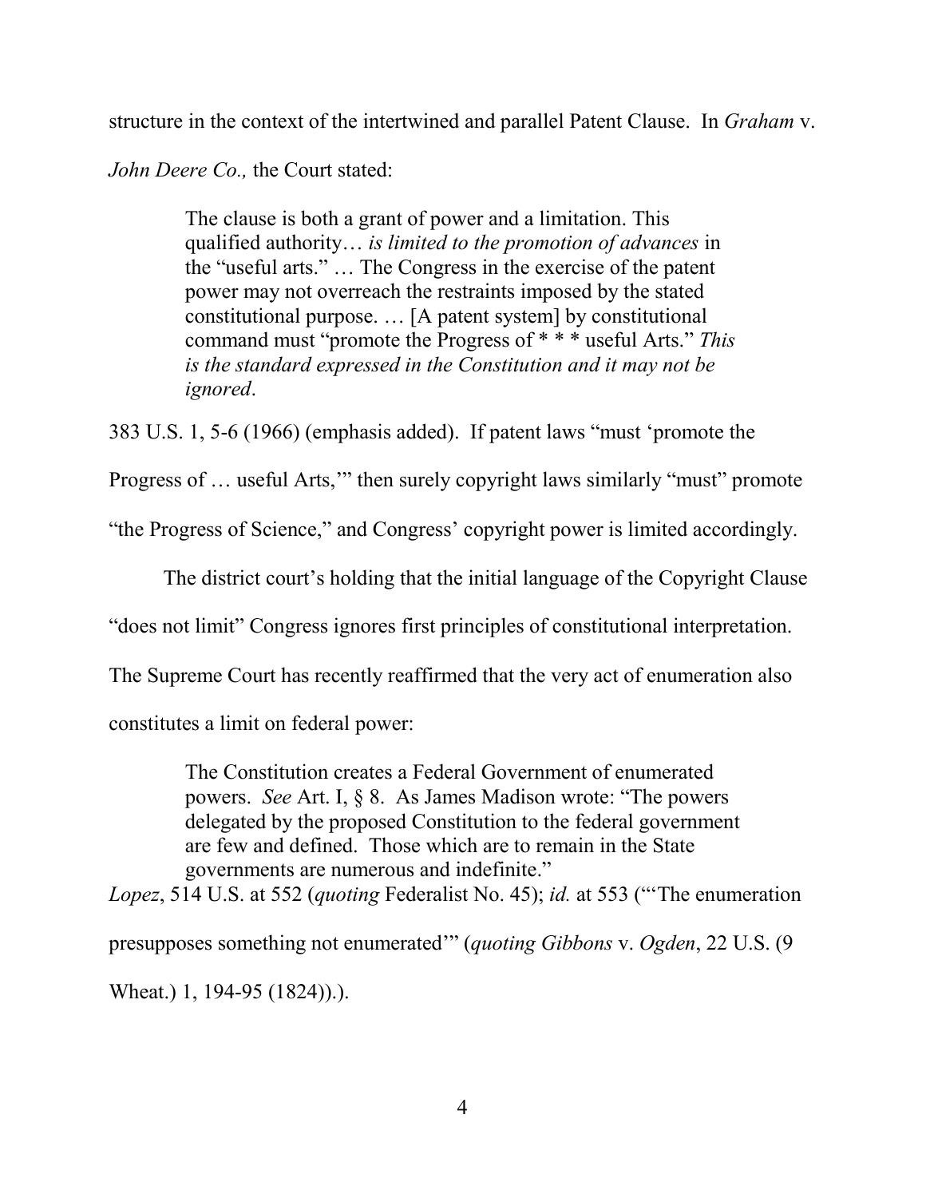structure in the context of the intertwined and parallel Patent Clause. In *Graham* v. *John Deere Co.,* the Court stated:

> The clause is both a grant of power and a limitation. This qualified authority… *is limited to the promotion of advances* in the "useful arts." … The Congress in the exercise of the patent power may not overreach the restraints imposed by the stated constitutional purpose. … [A patent system] by constitutional command must "promote the Progress of * * * useful Arts." *This is the standard expressed in the Constitution and it may not be ignored*.

383 U.S. 1, 5-6 (1966) (emphasis added). If patent laws "must 'promote the Progress of … useful Arts,'" then surely copyright laws similarly "must" promote "the Progress of Science," and Congress' copyright power is limited accordingly.

The district court's holding that the initial language of the Copyright Clause "does not limit" Congress ignores first principles of constitutional interpretation. The Supreme Court has recently reaffirmed that the very act of enumeration also constitutes a limit on federal power:

> The Constitution creates a Federal Government of enumerated powers. *See* Art. I, § 8. As James Madison wrote: "The powers delegated by the proposed Constitution to the federal government are few and defined. Those which are to remain in the State governments are numerous and indefinite."

*Lopez*, 514 U.S. at 552 (*quoting* Federalist No. 45); *id.* at 553 ("'The enumeration presupposes something not enumerated'" (*quoting Gibbons* v. *Ogden*, 22 U.S. (9 Wheat.) 1, 194-95 (1824)).).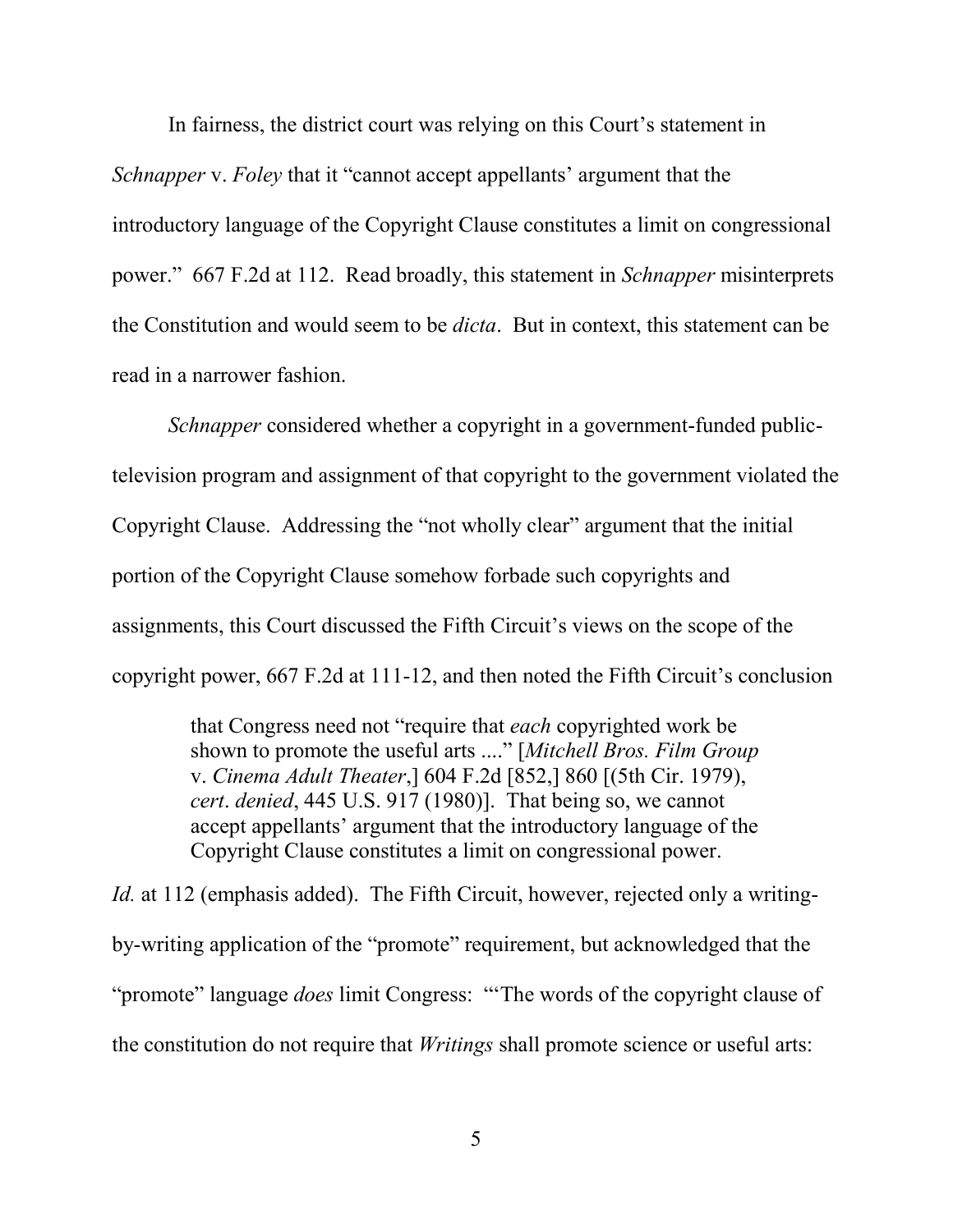In fairness, the district court was relying on this Court's statement in *Schnapper* v. *Foley* that it "cannot accept appellants' argument that the introductory language of the Copyright Clause constitutes a limit on congressional power." 667 F.2d at 112. Read broadly, this statement in *Schnapper* misinterprets the Constitution and would seem to be *dicta*. But in context, this statement can be read in a narrower fashion.

*Schnapper* considered whether a copyright in a government-funded public-television program and assignment of that copyright to the government violated the Copyright Clause. Addressing the "not wholly clear" argument that the initial portion of the Copyright Clause somehow forbade such copyrights and assignments, this Court discussed the Fifth Circuit's views on the scope of the copyright power, 667 F.2d at 111-12, and then noted the Fifth Circuit's conclusion

> that Congress need not "require that *each* copyrighted work be shown to promote the useful arts ...." [*Mitchell Bros. Film Group* v. *Cinema Adult Theater*,] 604 F.2d [852,] 860 [(5th Cir. 1979), *cert*. *denied*, 445 U.S. 917 (1980)]. That being so, we cannot accept appellants' argument that the introductory language of the Copyright Clause constitutes a limit on congressional power.

*Id.* at 112 (emphasis added). The Fifth Circuit, however, rejected only a writing-by-writing application of the "promote" requirement, but acknowledged that the "promote" language *does* limit Congress: "'The words of the copyright clause of the constitution do not require that *Writings* shall promote science or useful arts: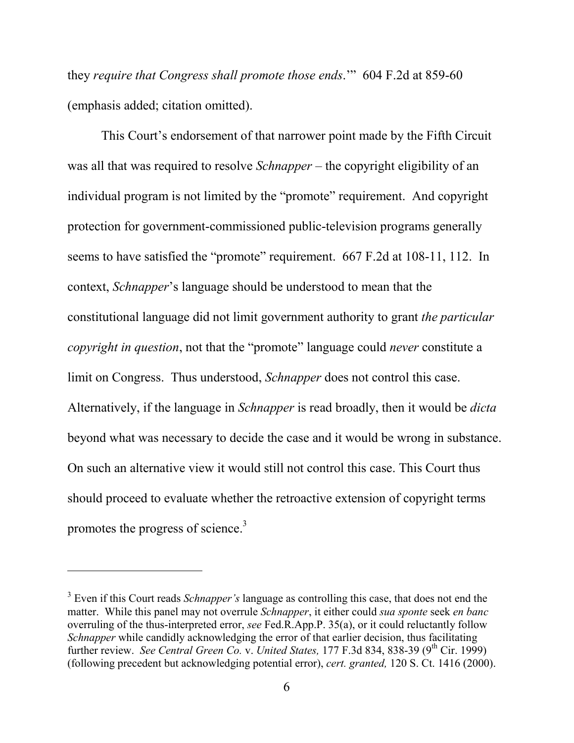they *require that Congress shall promote those ends*.'" 604 F.2d at 859-60 (emphasis added; citation omitted).

This Court's endorsement of that narrower point made by the Fifth Circuit was all that was required to resolve *Schnapper* – the copyright eligibility of an individual program is not limited by the "promote" requirement. And copyright protection for government-commissioned public-television programs generally seems to have satisfied the "promote" requirement. 667 F.2d at 108-11, 112. In context, *Schnapper*'s language should be understood to mean that the constitutional language did not limit government authority to grant *the particular copyright in question*, not that the "promote" language could *never* constitute a limit on Congress. Thus understood, *Schnapper* does not control this case. Alternatively, if the language in *Schnapper* is read broadly, then it would be *dicta* beyond what was necessary to decide the case and it would be wrong in substance. On such an alternative view it would still not control this case. This Court thus should proceed to evaluate whether the retroactive extension of copyright terms promotes the progress of science.[3]

---

[3] Even if this Court reads *Schnapper's* language as controlling this case, that does not end the matter. While this panel may not overrule *Schnapper*, it either could *sua sponte* seek *en banc* overruling of the thus-interpreted error, *see* Fed.R.App.P. 35(a), or it could reluctantly follow *Schnapper* while candidly acknowledging the error of that earlier decision, thus facilitating further review. *See Central Green Co.* v. *United States,* 177 F.3d 834, 838-39 (9th Cir. 1999) (following precedent but acknowledging potential error), *cert. granted,* 120 S. Ct. 1416 (2000).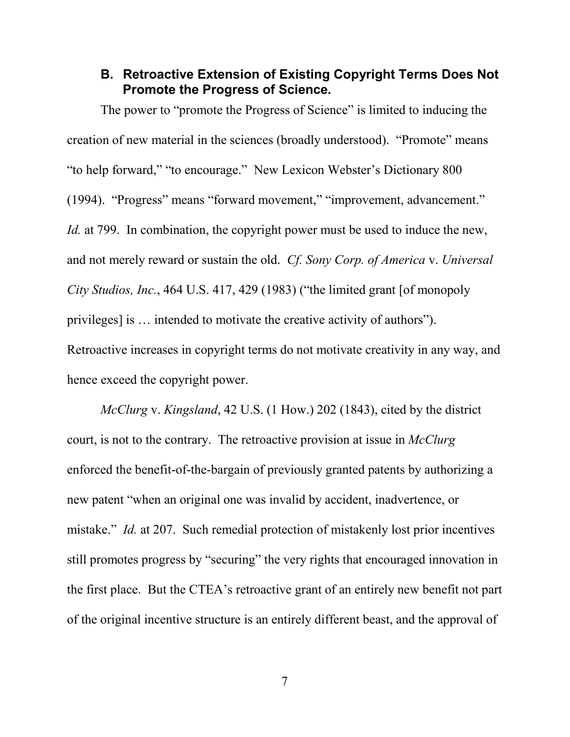### B. Retroactive Extension of Existing Copyright Terms Does Not Promote the Progress of Science.

The power to "promote the Progress of Science" is limited to inducing the creation of new material in the sciences (broadly understood). "Promote" means "to help forward," "to encourage." New Lexicon Webster's Dictionary 800 (1994). "Progress" means "forward movement," "improvement, advancement." *Id.* at 799. In combination, the copyright power must be used to induce the new, and not merely reward or sustain the old. *Cf. Sony Corp. of America* v. *Universal City Studios, Inc.*, 464 U.S. 417, 429 (1983) ("the limited grant [of monopoly privileges] is … intended to motivate the creative activity of authors"). Retroactive increases in copyright terms do not motivate creativity in any way, and hence exceed the copyright power.

*McClurg* v. *Kingsland*, 42 U.S. (1 How.) 202 (1843), cited by the district court, is not to the contrary. The retroactive provision at issue in *McClurg* enforced the benefit-of-the-bargain of previously granted patents by authorizing a new patent "when an original one was invalid by accident, inadvertence, or mistake." *Id.* at 207. Such remedial protection of mistakenly lost prior incentives still promotes progress by "securing" the very rights that encouraged innovation in the first place. But the CTEA's retroactive grant of an entirely new benefit not part of the original incentive structure is an entirely different beast, and the approval of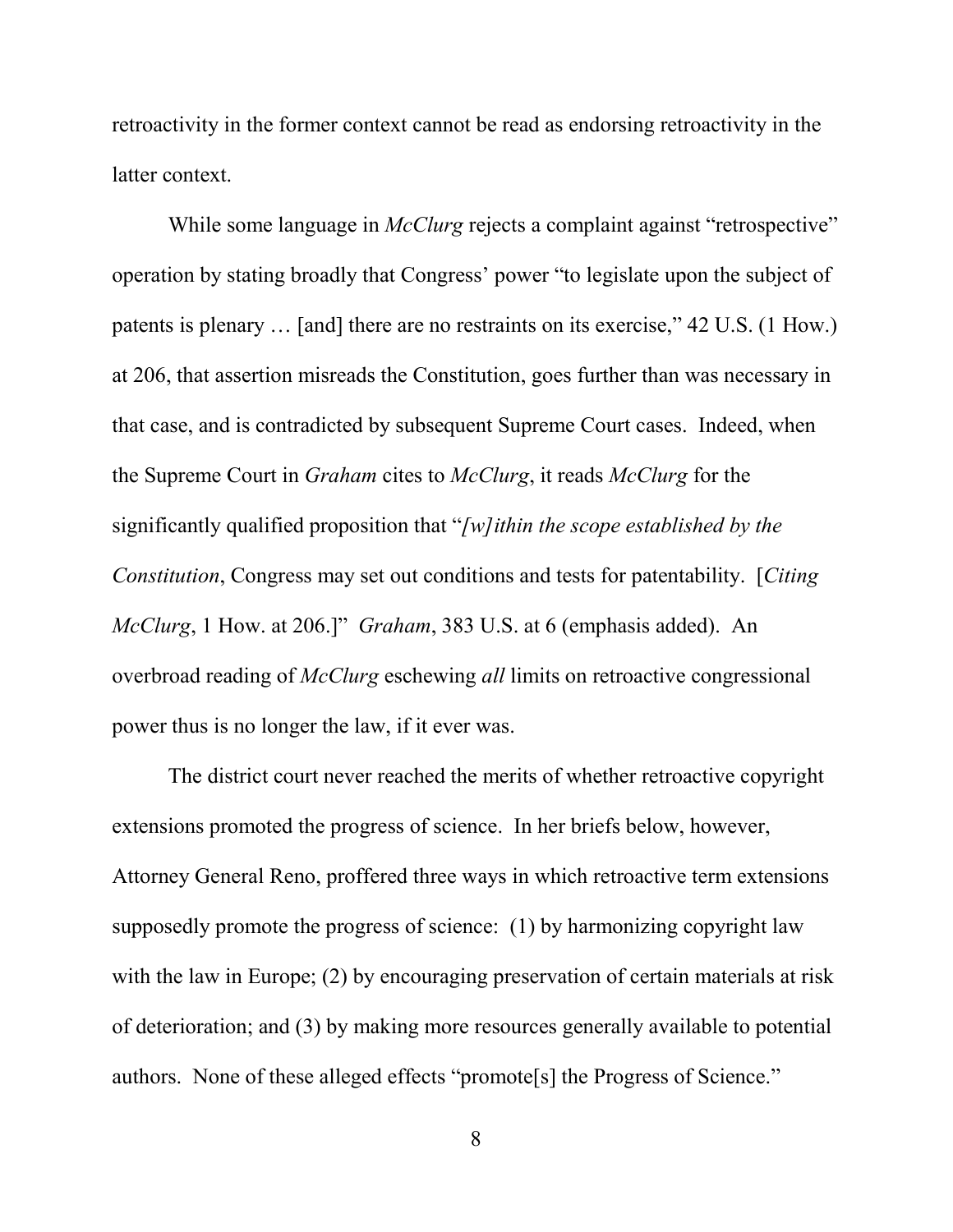retroactivity in the former context cannot be read as endorsing retroactivity in the latter context.

While some language in *McClurg* rejects a complaint against "retrospective" operation by stating broadly that Congress' power "to legislate upon the subject of patents is plenary … [and] there are no restraints on its exercise," 42 U.S. (1 How.) at 206, that assertion misreads the Constitution, goes further than was necessary in that case, and is contradicted by subsequent Supreme Court cases. Indeed, when the Supreme Court in *Graham* cites to *McClurg*, it reads *McClurg* for the significantly qualified proposition that "*[w]ithin the scope established by the Constitution*, Congress may set out conditions and tests for patentability. [*Citing McClurg*, 1 How. at 206.]" *Graham*, 383 U.S. at 6 (emphasis added). An overbroad reading of *McClurg* eschewing *all* limits on retroactive congressional power thus is no longer the law, if it ever was.

The district court never reached the merits of whether retroactive copyright extensions promoted the progress of science. In her briefs below, however, Attorney General Reno, proffered three ways in which retroactive term extensions supposedly promote the progress of science: (1) by harmonizing copyright law with the law in Europe; (2) by encouraging preservation of certain materials at risk of deterioration; and (3) by making more resources generally available to potential authors. None of these alleged effects "promote[s] the Progress of Science."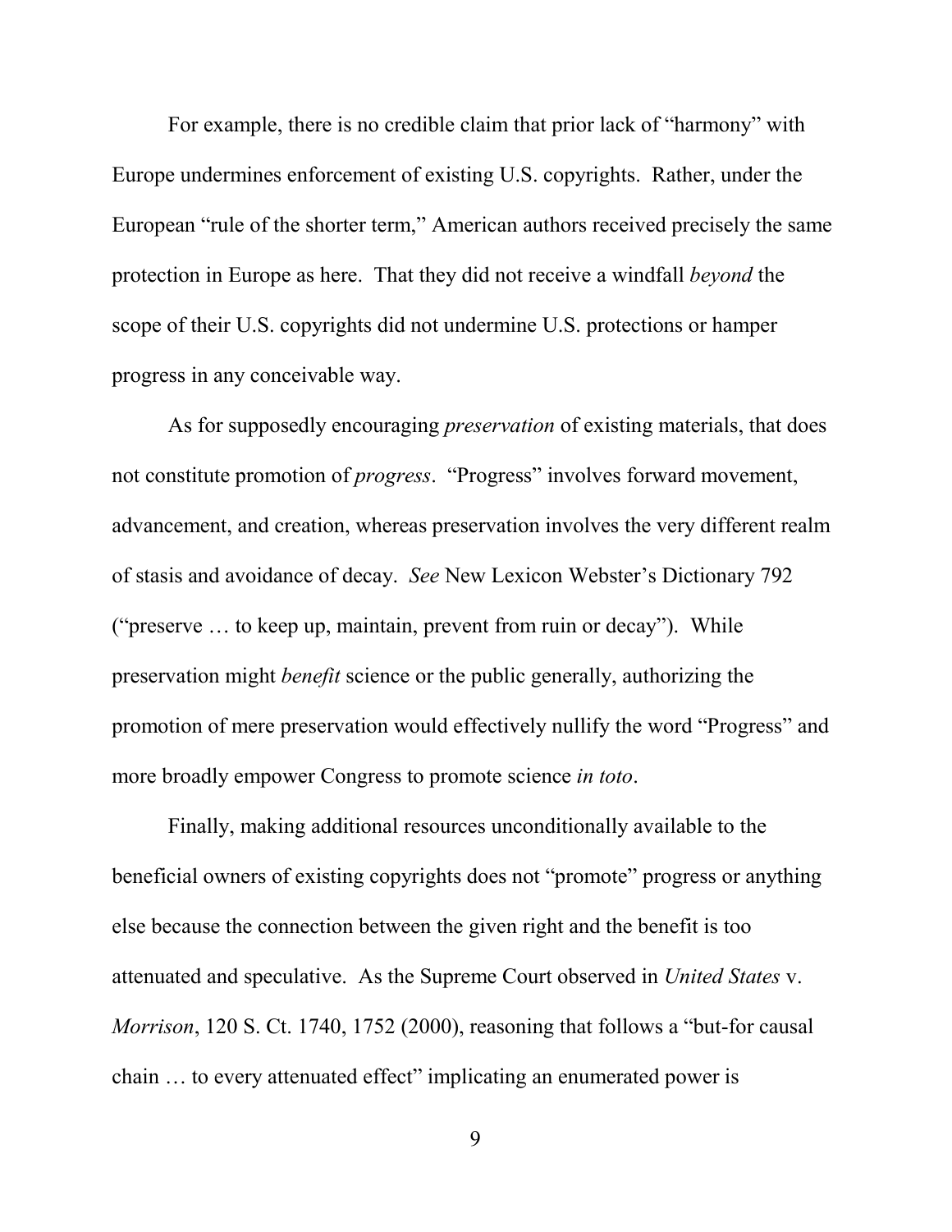For example, there is no credible claim that prior lack of "harmony" with Europe undermines enforcement of existing U.S. copyrights. Rather, under the European "rule of the shorter term," American authors received precisely the same protection in Europe as here. That they did not receive a windfall *beyond* the scope of their U.S. copyrights did not undermine U.S. protections or hamper progress in any conceivable way.

As for supposedly encouraging *preservation* of existing materials, that does not constitute promotion of *progress*. "Progress" involves forward movement, advancement, and creation, whereas preservation involves the very different realm of stasis and avoidance of decay. *See* New Lexicon Webster's Dictionary 792 ("preserve … to keep up, maintain, prevent from ruin or decay"). While preservation might *benefit* science or the public generally, authorizing the promotion of mere preservation would effectively nullify the word "Progress" and more broadly empower Congress to promote science *in toto*.

Finally, making additional resources unconditionally available to the beneficial owners of existing copyrights does not "promote" progress or anything else because the connection between the given right and the benefit is too attenuated and speculative. As the Supreme Court observed in *United States* v. *Morrison*, 120 S. Ct. 1740, 1752 (2000), reasoning that follows a "but-for causal chain … to every attenuated effect" implicating an enumerated power is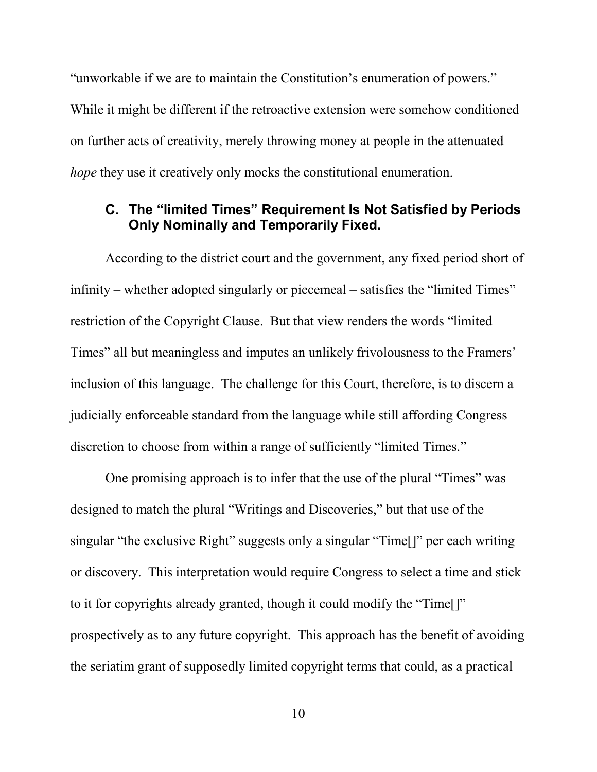"unworkable if we are to maintain the Constitution's enumeration of powers." While it might be different if the retroactive extension were somehow conditioned on further acts of creativity, merely throwing money at people in the attenuated *hope* they use it creatively only mocks the constitutional enumeration.

### C. The "limited Times" Requirement Is Not Satisfied by Periods Only Nominally and Temporarily Fixed.

According to the district court and the government, any fixed period short of infinity – whether adopted singularly or piecemeal – satisfies the "limited Times" restriction of the Copyright Clause. But that view renders the words "limited Times" all but meaningless and imputes an unlikely frivolousness to the Framers' inclusion of this language. The challenge for this Court, therefore, is to discern a judicially enforceable standard from the language while still affording Congress discretion to choose from within a range of sufficiently "limited Times."

One promising approach is to infer that the use of the plural "Times" was designed to match the plural "Writings and Discoveries," but that use of the singular "the exclusive Right" suggests only a singular "Time[]" per each writing or discovery. This interpretation would require Congress to select a time and stick to it for copyrights already granted, though it could modify the "Time[]" prospectively as to any future copyright. This approach has the benefit of avoiding the seriatim grant of supposedly limited copyright terms that could, as a practical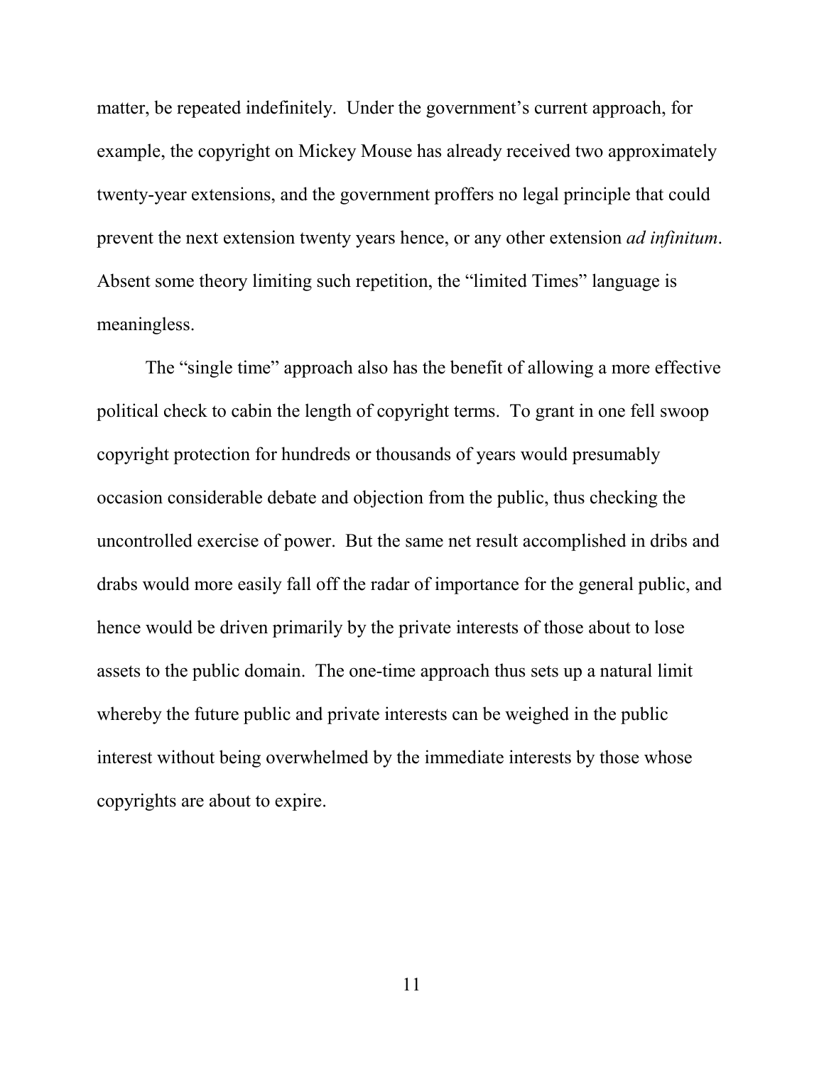matter, be repeated indefinitely. Under the government's current approach, for example, the copyright on Mickey Mouse has already received two approximately twenty-year extensions, and the government proffers no legal principle that could prevent the next extension twenty years hence, or any other extension *ad infinitum*. Absent some theory limiting such repetition, the "limited Times" language is meaningless.

The "single time" approach also has the benefit of allowing a more effective political check to cabin the length of copyright terms. To grant in one fell swoop copyright protection for hundreds or thousands of years would presumably occasion considerable debate and objection from the public, thus checking the uncontrolled exercise of power. But the same net result accomplished in dribs and drabs would more easily fall off the radar of importance for the general public, and hence would be driven primarily by the private interests of those about to lose assets to the public domain. The one-time approach thus sets up a natural limit whereby the future public and private interests can be weighed in the public interest without being overwhelmed by the immediate interests by those whose copyrights are about to expire.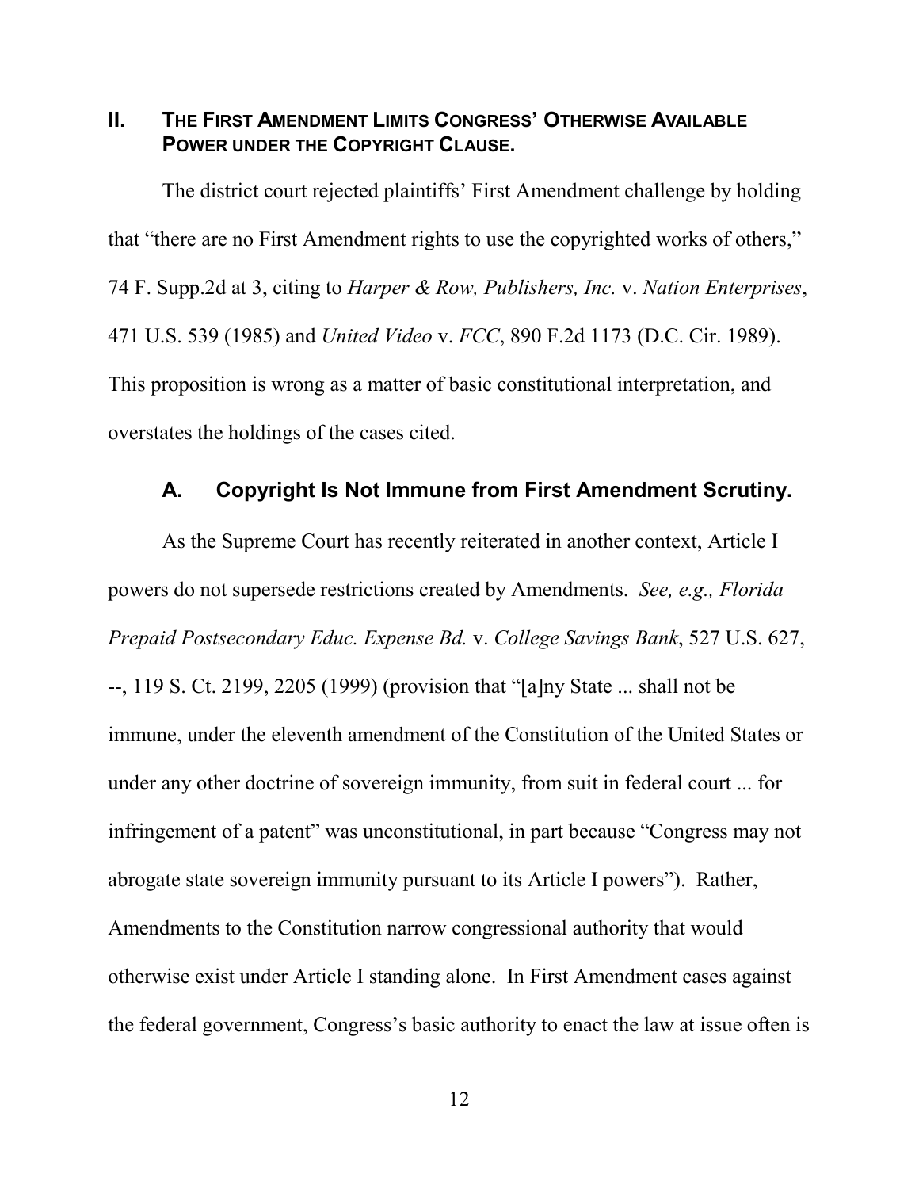## II. THE FIRST AMENDMENT LIMITS CONGRESS' OTHERWISE AVAILABLE POWER UNDER THE COPYRIGHT CLAUSE.

The district court rejected plaintiffs' First Amendment challenge by holding that "there are no First Amendment rights to use the copyrighted works of others," 74 F. Supp.2d at 3, citing to *Harper & Row, Publishers, Inc.* v. *Nation Enterprises*, 471 U.S. 539 (1985) and *United Video* v. *FCC*, 890 F.2d 1173 (D.C. Cir. 1989). This proposition is wrong as a matter of basic constitutional interpretation, and overstates the holdings of the cases cited.

### A. Copyright Is Not Immune from First Amendment Scrutiny.

As the Supreme Court has recently reiterated in another context, Article I powers do not supersede restrictions created by Amendments. *See, e.g., Florida Prepaid Postsecondary Educ. Expense Bd.* v. *College Savings Bank*, 527 U.S. 627, --, 119 S. Ct. 2199, 2205 (1999) (provision that "[a]ny State ... shall not be immune, under the eleventh amendment of the Constitution of the United States or under any other doctrine of sovereign immunity, from suit in federal court ... for infringement of a patent" was unconstitutional, in part because "Congress may not abrogate state sovereign immunity pursuant to its Article I powers"). Rather, Amendments to the Constitution narrow congressional authority that would otherwise exist under Article I standing alone. In First Amendment cases against the federal government, Congress's basic authority to enact the law at issue often is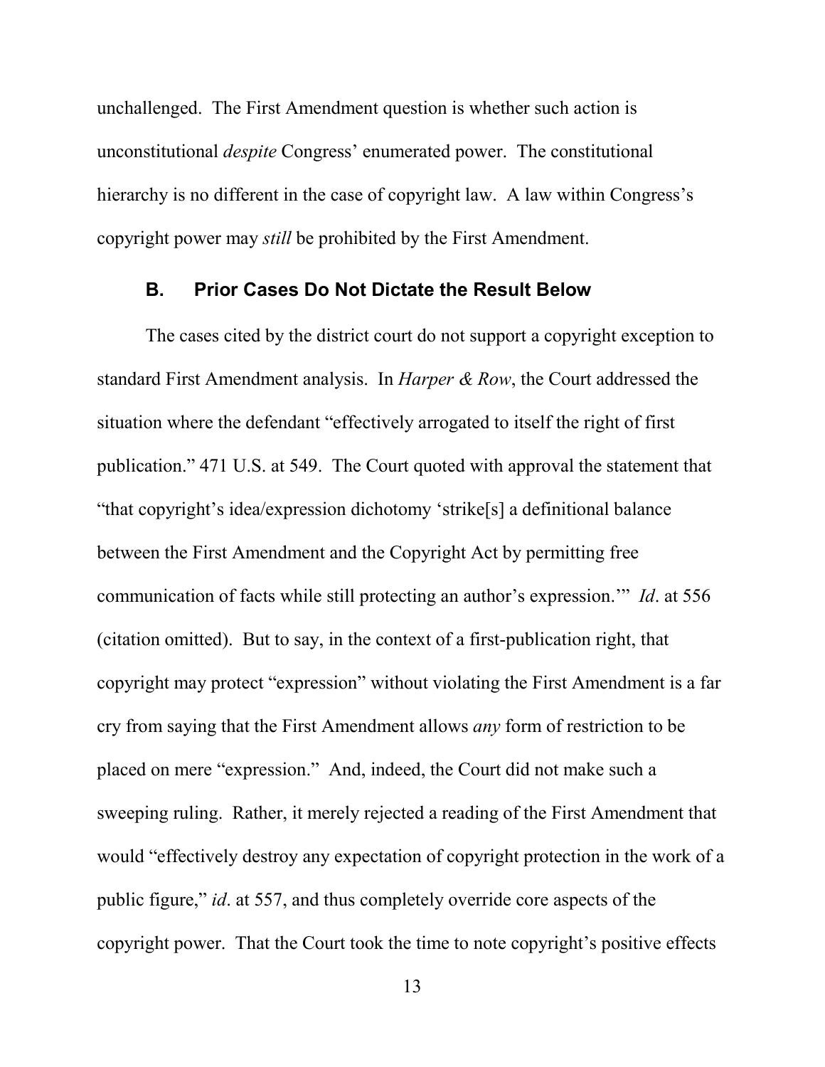unchallenged. The First Amendment question is whether such action is unconstitutional *despite* Congress' enumerated power. The constitutional hierarchy is no different in the case of copyright law. A law within Congress's copyright power may *still* be prohibited by the First Amendment.

### B. Prior Cases Do Not Dictate the Result Below

The cases cited by the district court do not support a copyright exception to standard First Amendment analysis. In *Harper & Row*, the Court addressed the situation where the defendant "effectively arrogated to itself the right of first publication." 471 U.S. at 549. The Court quoted with approval the statement that "that copyright's idea/expression dichotomy 'strike[s] a definitional balance between the First Amendment and the Copyright Act by permitting free communication of facts while still protecting an author's expression.'" *Id*. at 556 (citation omitted). But to say, in the context of a first-publication right, that copyright may protect "expression" without violating the First Amendment is a far cry from saying that the First Amendment allows *any* form of restriction to be placed on mere "expression." And, indeed, the Court did not make such a sweeping ruling. Rather, it merely rejected a reading of the First Amendment that would "effectively destroy any expectation of copyright protection in the work of a public figure," *id*. at 557, and thus completely override core aspects of the copyright power. That the Court took the time to note copyright's positive effects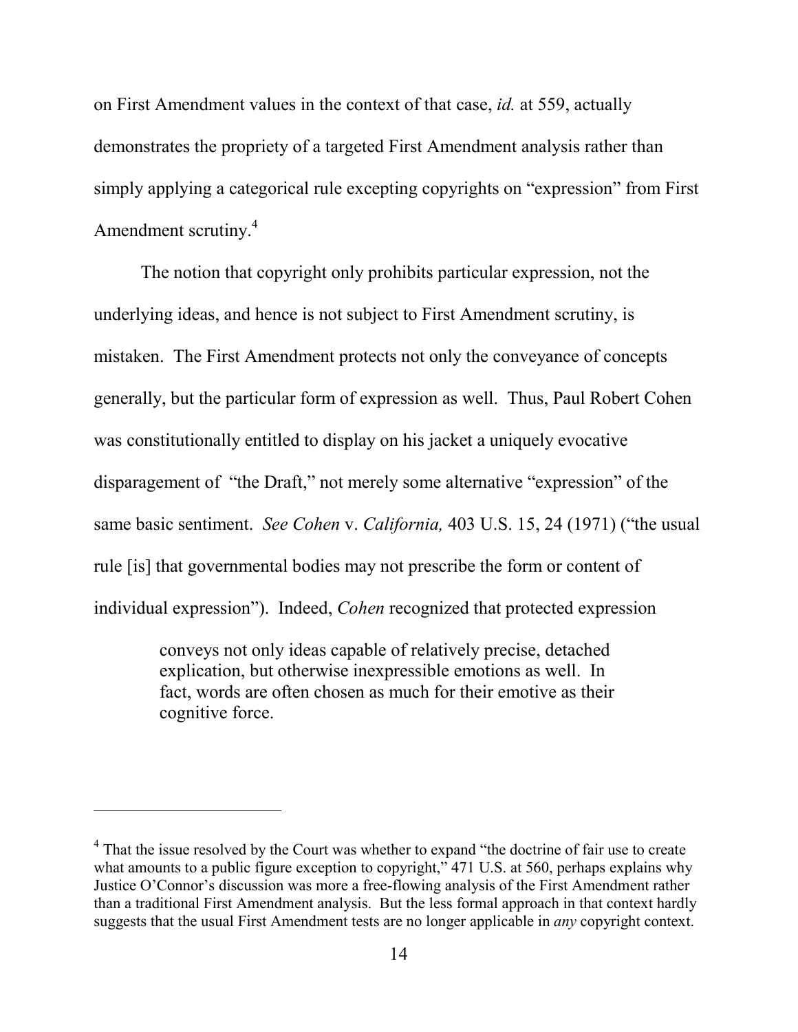on First Amendment values in the context of that case, *id.* at 559, actually demonstrates the propriety of a targeted First Amendment analysis rather than simply applying a categorical rule excepting copyrights on "expression" from First Amendment scrutiny.[4]

The notion that copyright only prohibits particular expression, not the underlying ideas, and hence is not subject to First Amendment scrutiny, is mistaken. The First Amendment protects not only the conveyance of concepts generally, but the particular form of expression as well. Thus, Paul Robert Cohen was constitutionally entitled to display on his jacket a uniquely evocative disparagement of "the Draft," not merely some alternative "expression" of the same basic sentiment. *See Cohen* v. *California,* 403 U.S. 15, 24 (1971) ("the usual rule [is] that governmental bodies may not prescribe the form or content of individual expression"). Indeed, *Cohen* recognized that protected expression

> conveys not only ideas capable of relatively precise, detached explication, but otherwise inexpressible emotions as well. In fact, words are often chosen as much for their emotive as their cognitive force.

---

[4] That the issue resolved by the Court was whether to expand "the doctrine of fair use to create what amounts to a public figure exception to copyright," 471 U.S. at 560, perhaps explains why Justice O'Connor's discussion was more a free-flowing analysis of the First Amendment rather than a traditional First Amendment analysis. But the less formal approach in that context hardly suggests that the usual First Amendment tests are no longer applicable in *any* copyright context.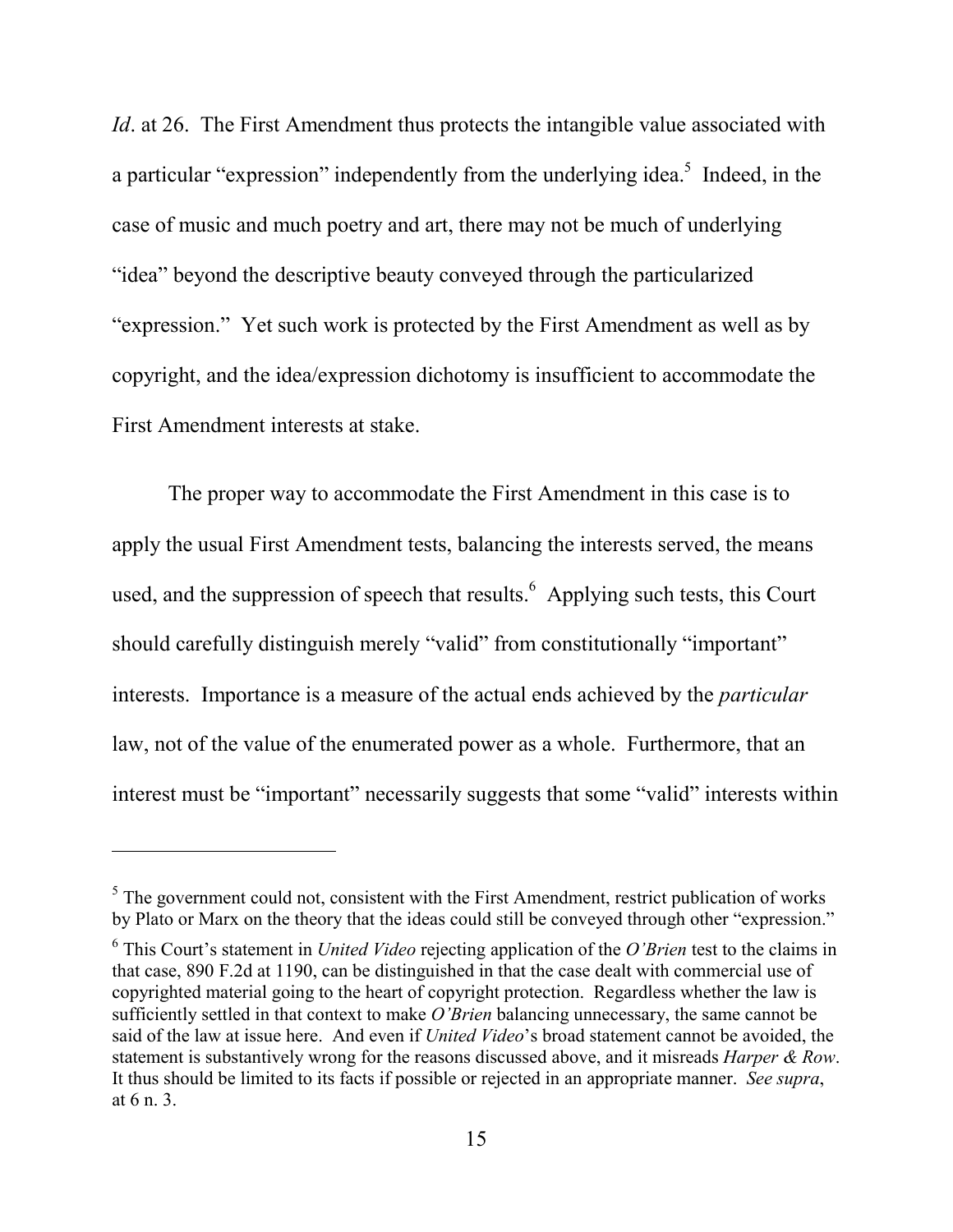*Id*. at 26. The First Amendment thus protects the intangible value associated with a particular "expression" independently from the underlying idea.[5] Indeed, in the case of music and much poetry and art, there may not be much of underlying "idea" beyond the descriptive beauty conveyed through the particularized "expression." Yet such work is protected by the First Amendment as well as by copyright, and the idea/expression dichotomy is insufficient to accommodate the First Amendment interests at stake.

The proper way to accommodate the First Amendment in this case is to apply the usual First Amendment tests, balancing the interests served, the means used, and the suppression of speech that results.[6] Applying such tests, this Court should carefully distinguish merely "valid" from constitutionally "important" interests. Importance is a measure of the actual ends achieved by the *particular* law, not of the value of the enumerated power as a whole. Furthermore, that an interest must be "important" necessarily suggests that some "valid" interests within

---

[5] The government could not, consistent with the First Amendment, restrict publication of works by Plato or Marx on the theory that the ideas could still be conveyed through other "expression."

[6] This Court's statement in *United Video* rejecting application of the *O'Brien* test to the claims in that case, 890 F.2d at 1190, can be distinguished in that the case dealt with commercial use of copyrighted material going to the heart of copyright protection. Regardless whether the law is sufficiently settled in that context to make *O'Brien* balancing unnecessary, the same cannot be said of the law at issue here. And even if *United Video*'s broad statement cannot be avoided, the statement is substantively wrong for the reasons discussed above, and it misreads *Harper & Row*. It thus should be limited to its facts if possible or rejected in an appropriate manner. *See supra*, at 6 n. 3.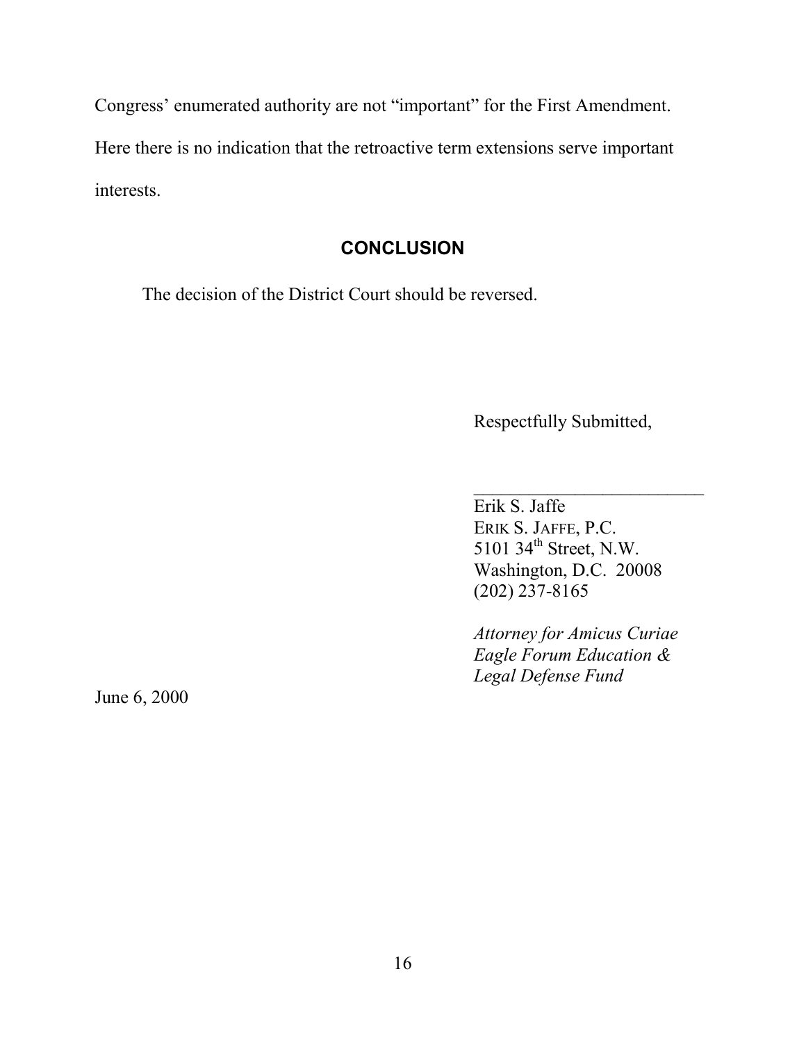Congress' enumerated authority are not "important" for the First Amendment. Here there is no indication that the retroactive term extensions serve important interests.

## CONCLUSION

The decision of the District Court should be reversed.

Respectfully Submitted,

\_\_\_\_\_\_\_\_\_\_\_\_\_\_\_\_\_\_\_\_\_\_\_\_\_\_

Erik S. Jaffe
ERIK S. JAFFE, P.C.
5101 34th Street, N.W.
Washington, D.C. 20008
(202) 237-8165

*Attorney for Amicus Curiae Eagle Forum Education & Legal Defense Fund*

June 6, 2000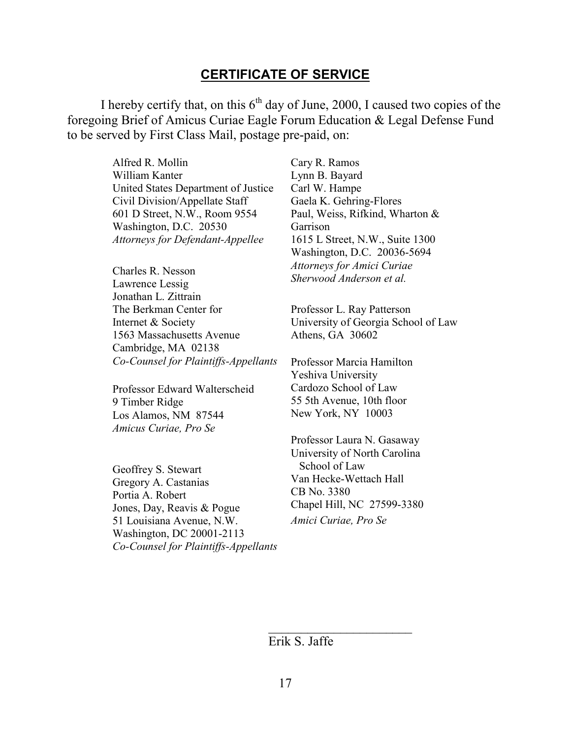## CERTIFICATE OF SERVICE

I hereby certify that, on this 6th day of June, 2000, I caused two copies of the foregoing Brief of Amicus Curiae Eagle Forum Education & Legal Defense Fund to be served by First Class Mail, postage pre-paid, on:

Alfred R. Mollin
William Kanter
United States Department of Justice
Civil Division/Appellate Staff
601 D Street, N.W., Room 9554
Washington, D.C. 20530
*Attorneys for Defendant-Appellee*

Charles R. Nesson
Lawrence Lessig
Jonathan L. Zittrain
The Berkman Center for Internet & Society
1563 Massachusetts Avenue
Cambridge, MA 02138
*Co-Counsel for Plaintiffs-Appellants*

Professor Edward Walterscheid
9 Timber Ridge
Los Alamos, NM 87544
*Amicus Curiae, Pro Se*

Geoffrey S. Stewart
Gregory A. Castanias
Portia A. Robert
Jones, Day, Reavis & Pogue
51 Louisiana Avenue, N.W.
Washington, DC 20001-2113
*Co-Counsel for Plaintiffs-Appellants*

Cary R. Ramos
Lynn B. Bayard
Carl W. Hampe
Gaela K. Gehring-Flores
Paul, Weiss, Rifkind, Wharton & Garrison
1615 L Street, N.W., Suite 1300
Washington, D.C. 20036-5694
*Attorneys for Amici Curiae Sherwood Anderson et al.*

Professor L. Ray Patterson
University of Georgia School of Law
Athens, GA 30602

Professor Marcia Hamilton
Yeshiva University
Cardozo School of Law
55 5th Avenue, 10th floor
New York, NY 10003

Professor Laura N. Gasaway
University of North Carolina School of Law
Van Hecke-Wettach Hall
CB No. 3380
Chapel Hill, NC 27599-3380
*Amici Curiae, Pro Se*

\_\_\_\_\_\_\_\_\_\_\_\_\_\_\_\_\_\_\_\_\_\_\_\_

Erik S. Jaffe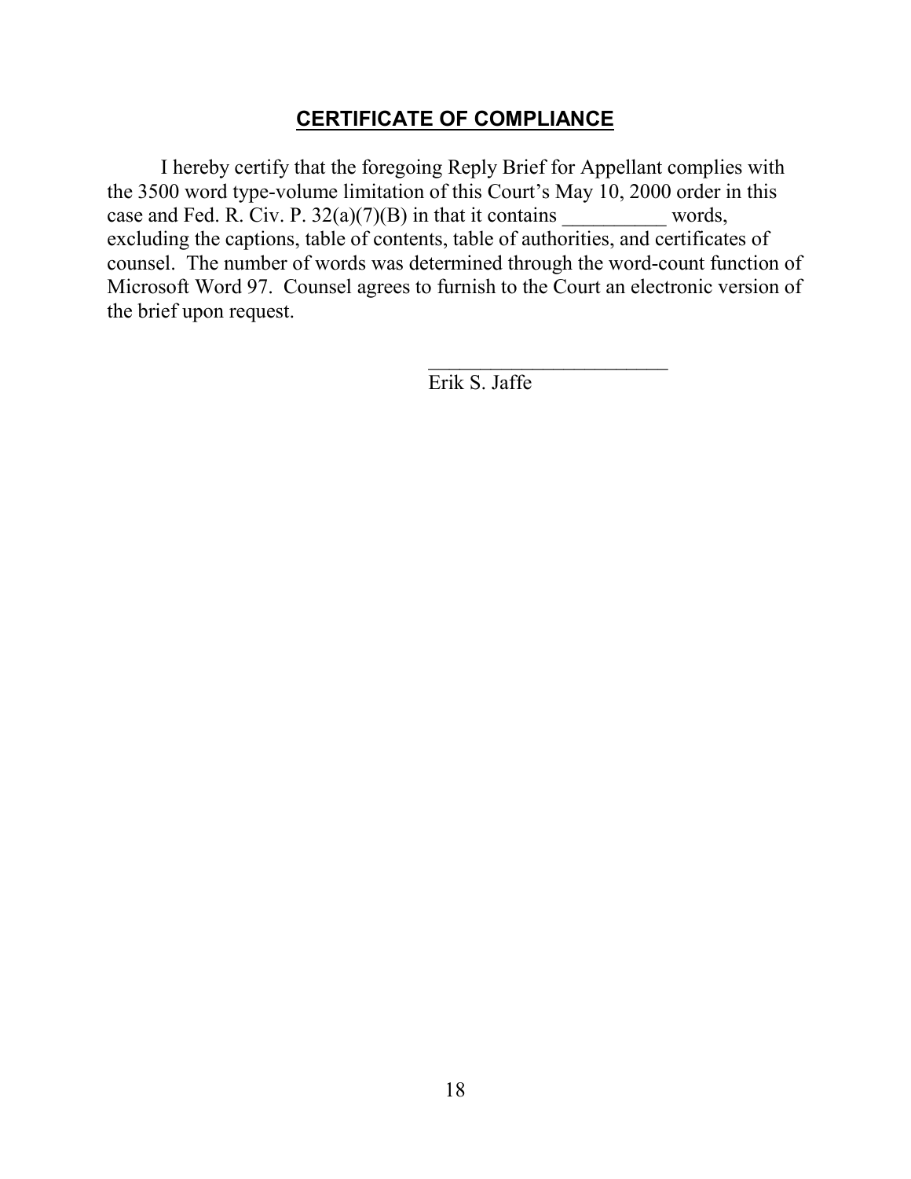## CERTIFICATE OF COMPLIANCE

I hereby certify that the foregoing Reply Brief for Appellant complies with the 3500 word type-volume limitation of this Court's May 10, 2000 order in this case and Fed. R. Civ. P. 32(a)(7)(B) in that it contains __________ words, excluding the captions, table of contents, table of authorities, and certificates of counsel. The number of words was determined through the word-count function of Microsoft Word 97. Counsel agrees to furnish to the Court an electronic version of the brief upon request.

________________________

Erik S. Jaffe